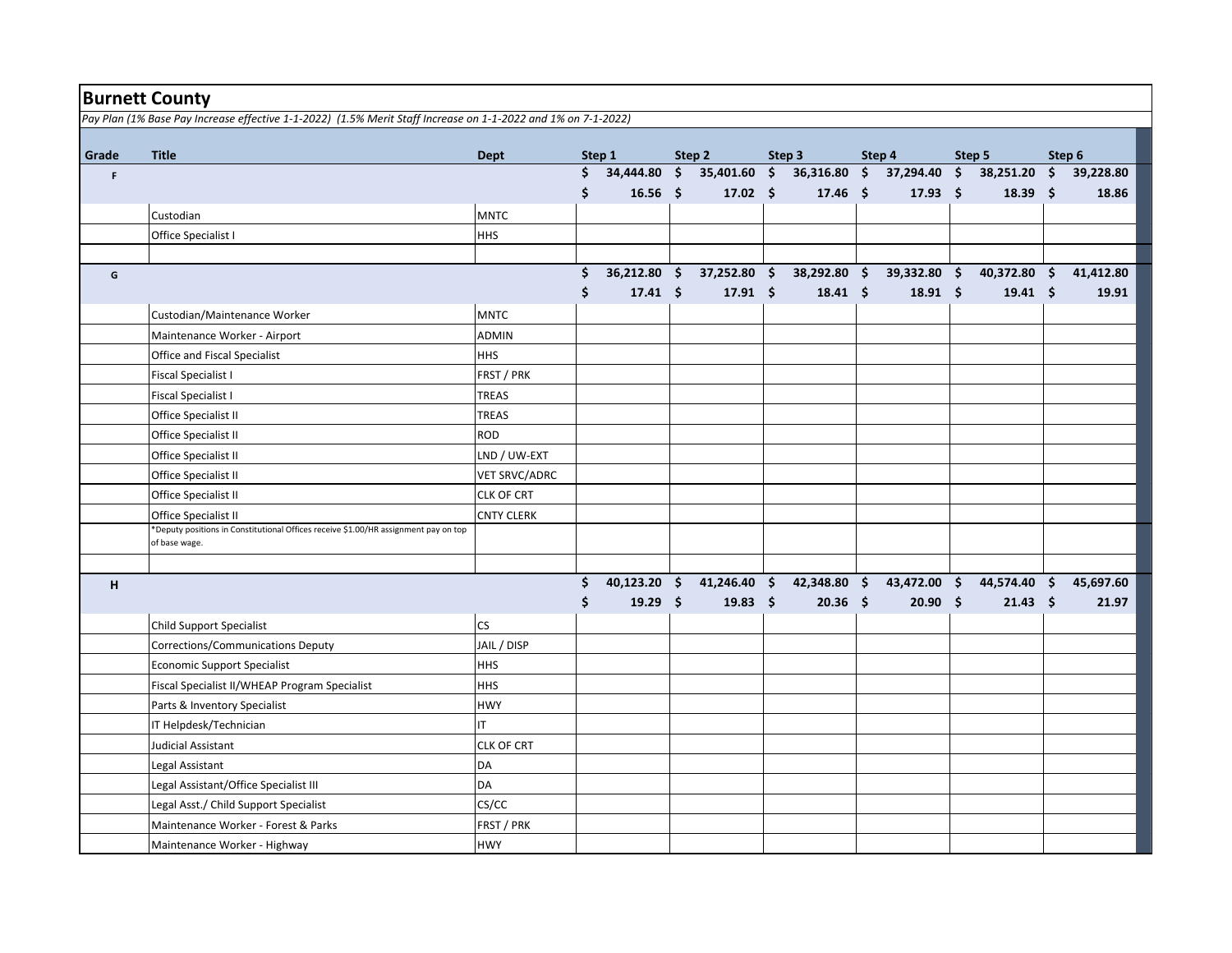# Burnett County

*Pay Plan (1% Base Pay Increase effective 1-1-2022) (1.5% Merit Staff Increase on 1-1-2022 and 1% on 7-1-2022)*

| Grade | Title | Dept | Step 1 | Step 2 | Step 3 | Step 4 | Step 5 | Step 6 |
|---|---|---|---|---|---|---|---|---|
| **F** | | | **$ 34,444.80** | **$ 35,401.60** | **$ 36,316.80** | **$ 37,294.40** | **$ 38,251.20** | **$ 39,228.80** |
| | | | **$ 16.56** | **$ 17.02** | **$ 17.46** | **$ 17.93** | **$ 18.39** | **$ 18.86** |
| | Custodian | MNTC | | | | | | |
| | Office Specialist I | HHS | | | | | | |
| | | | | | | | | |
| **G** | | | **$ 36,212.80** | **$ 37,252.80** | **$ 38,292.80** | **$ 39,332.80** | **$ 40,372.80** | **$ 41,412.80** |
| | | | **$ 17.41** | **$ 17.91** | **$ 18.41** | **$ 18.91** | **$ 19.41** | **$ 19.91** |
| | Custodian/Maintenance Worker | MNTC | | | | | | |
| | Maintenance Worker - Airport | ADMIN | | | | | | |
| | Office and Fiscal Specialist | HHS | | | | | | |
| | Fiscal Specialist I | FRST / PRK | | | | | | |
| | Fiscal Specialist I | TREAS | | | | | | |
| | Office Specialist II | TREAS | | | | | | |
| | Office Specialist II | ROD | | | | | | |
| | Office Specialist II | LND / UW-EXT | | | | | | |
| | Office Specialist II | VET SRVC/ADRC | | | | | | |
| | Office Specialist II | CLK OF CRT | | | | | | |
| | Office Specialist II | CNTY CLERK | | | | | | |
| | *Deputy positions in Constitutional Offices receive $1.00/HR assignment pay on top of base wage. | | | | | | | |
| | | | | | | | | |
| **H** | | | **$ 40,123.20** | **$ 41,246.40** | **$ 42,348.80** | **$ 43,472.00** | **$ 44,574.40** | **$ 45,697.60** |
| | | | **$ 19.29** | **$ 19.83** | **$ 20.36** | **$ 20.90** | **$ 21.43** | **$ 21.97** |
| | Child Support Specialist | CS | | | | | | |
| | Corrections/Communications Deputy | JAIL / DISP | | | | | | |
| | Economic Support Specialist | HHS | | | | | | |
| | Fiscal Specialist II/WHEAP Program Specialist | HHS | | | | | | |
| | Parts & Inventory Specialist | HWY | | | | | | |
| | IT Helpdesk/Technician | IT | | | | | | |
| | Judicial Assistant | CLK OF CRT | | | | | | |
| | Legal Assistant | DA | | | | | | |
| | Legal Assistant/Office Specialist III | DA | | | | | | |
| | Legal Asst./ Child Support Specialist | CS/CC | | | | | | |
| | Maintenance Worker - Forest & Parks | FRST / PRK | | | | | | |
| | Maintenance Worker - Highway | HWY | | | | | | |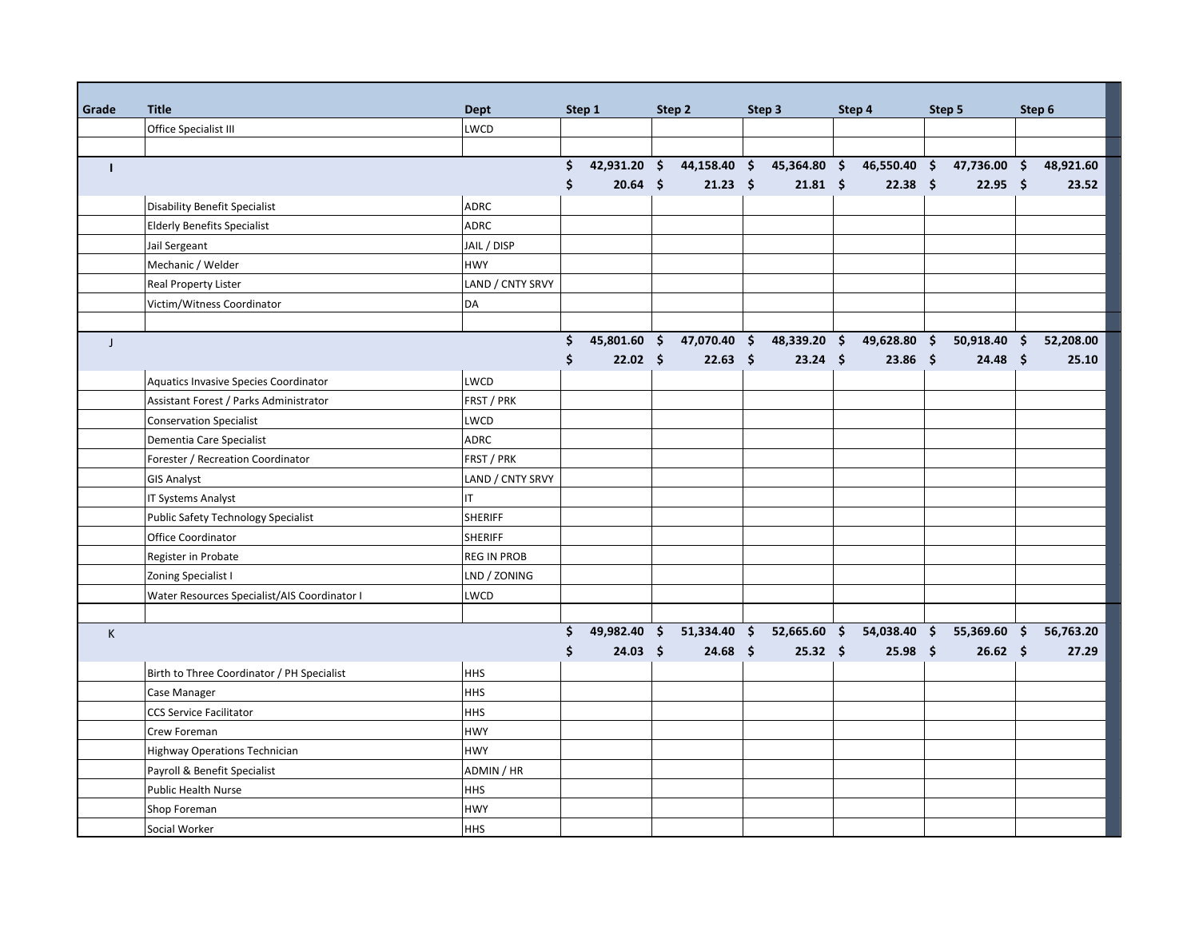| Grade | Title | Dept | Step 1 | Step 2 | Step 3 | Step 4 | Step 5 | Step 6 |
|---|---|---|---|---|---|---|---|---|
| | Office Specialist III | LWCD | | | | | | |
| | | | | | | | | |
| **I** | | | **$ 42,931.20** | **$ 44,158.40** | **$ 45,364.80** | **$ 46,550.40** | **$ 47,736.00** | **$ 48,921.60** |
| | | | **$ 20.64** | **$ 21.23** | **$ 21.81** | **$ 22.38** | **$ 22.95** | **$ 23.52** |
| | Disability Benefit Specialist | ADRC | | | | | | |
| | Elderly Benefits Specialist | ADRC | | | | | | |
| | Jail Sergeant | JAIL / DISP | | | | | | |
| | Mechanic / Welder | HWY | | | | | | |
| | Real Property Lister | LAND / CNTY SRVY | | | | | | |
| | Victim/Witness Coordinator | DA | | | | | | |
| | | | | | | | | |
| J | | | **$ 45,801.60** | **$ 47,070.40** | **$ 48,339.20** | **$ 49,628.80** | **$ 50,918.40** | **$ 52,208.00** |
| | | | **$ 22.02** | **$ 22.63** | **$ 23.24** | **$ 23.86** | **$ 24.48** | **$ 25.10** |
| | Aquatics Invasive Species Coordinator | LWCD | | | | | | |
| | Assistant Forest / Parks Administrator | FRST / PRK | | | | | | |
| | Conservation Specialist | LWCD | | | | | | |
| | Dementia Care Specialist | ADRC | | | | | | |
| | Forester / Recreation Coordinator | FRST / PRK | | | | | | |
| | GIS Analyst | LAND / CNTY SRVY | | | | | | |
| | IT Systems Analyst | IT | | | | | | |
| | Public Safety Technology Specialist | SHERIFF | | | | | | |
| | Office Coordinator | SHERIFF | | | | | | |
| | Register in Probate | REG IN PROB | | | | | | |
| | Zoning Specialist I | LND / ZONING | | | | | | |
| | Water Resources Specialist/AIS Coordinator I | LWCD | | | | | | |
| | | | | | | | | |
| K | | | **$ 49,982.40** | **$ 51,334.40** | **$ 52,665.60** | **$ 54,038.40** | **$ 55,369.60** | **$ 56,763.20** |
| | | | **$ 24.03** | **$ 24.68** | **$ 25.32** | **$ 25.98** | **$ 26.62** | **$ 27.29** |
| | Birth to Three Coordinator / PH Specialist | HHS | | | | | | |
| | Case Manager | HHS | | | | | | |
| | CCS Service Facilitator | HHS | | | | | | |
| | Crew Foreman | HWY | | | | | | |
| | Highway Operations Technician | HWY | | | | | | |
| | Payroll & Benefit Specialist | ADMIN / HR | | | | | | |
| | Public Health Nurse | HHS | | | | | | |
| | Shop Foreman | HWY | | | | | | |
| | Social Worker | HHS | | | | | | |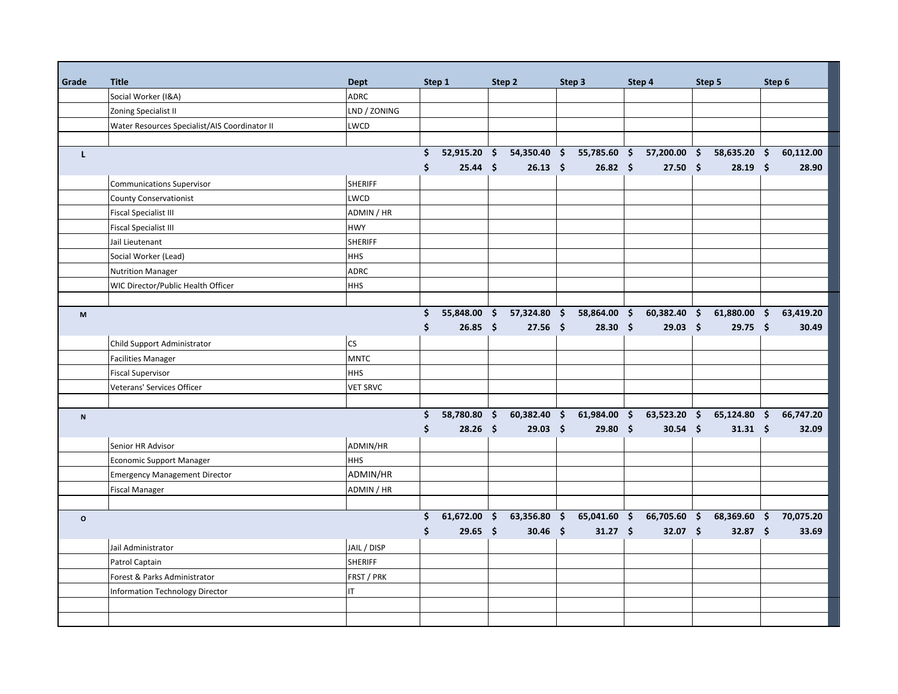| Grade | Title | Dept | Step 1 | Step 2 | Step 3 | Step 4 | Step 5 | Step 6 |
|---|---|---|---|---|---|---|---|---|
| | Social Worker (I&A) | ADRC | | | | | | |
| | Zoning Specialist II | LND / ZONING | | | | | | |
| | Water Resources Specialist/AIS Coordinator II | LWCD | | | | | | |
| | | | | | | | | |
| **L** | | | **$ 52,915.20** | **$ 54,350.40** | **$ 55,785.60** | **$ 57,200.00** | **$ 58,635.20** | **$ 60,112.00** |
| | | | **$ 25.44** | **$ 26.13** | **$ 26.82** | **$ 27.50** | **$ 28.19** | **$ 28.90** |
| | Communications Supervisor | SHERIFF | | | | | | |
| | County Conservationist | LWCD | | | | | | |
| | Fiscal Specialist III | ADMIN / HR | | | | | | |
| | Fiscal Specialist III | HWY | | | | | | |
| | Jail Lieutenant | SHERIFF | | | | | | |
| | Social Worker (Lead) | HHS | | | | | | |
| | Nutrition Manager | ADRC | | | | | | |
| | WIC Director/Public Health Officer | HHS | | | | | | |
| | | | | | | | | |
| **M** | | | **$ 55,848.00** | **$ 57,324.80** | **$ 58,864.00** | **$ 60,382.40** | **$ 61,880.00** | **$ 63,419.20** |
| | | | **$ 26.85** | **$ 27.56** | **$ 28.30** | **$ 29.03** | **$ 29.75** | **$ 30.49** |
| | Child Support Administrator | CS | | | | | | |
| | Facilities Manager | MNTC | | | | | | |
| | Fiscal Supervisor | HHS | | | | | | |
| | Veterans' Services Officer | VET SRVC | | | | | | |
| | | | | | | | | |
| **N** | | | **$ 58,780.80** | **$ 60,382.40** | **$ 61,984.00** | **$ 63,523.20** | **$ 65,124.80** | **$ 66,747.20** |
| | | | **$ 28.26** | **$ 29.03** | **$ 29.80** | **$ 30.54** | **$ 31.31** | **$ 32.09** |
| | Senior HR Advisor | ADMIN/HR | | | | | | |
| | Economic Support Manager | HHS | | | | | | |
| | Emergency Management Director | ADMIN/HR | | | | | | |
| | Fiscal Manager | ADMIN / HR | | | | | | |
| | | | | | | | | |
| **O** | | | **$ 61,672.00** | **$ 63,356.80** | **$ 65,041.60** | **$ 66,705.60** | **$ 68,369.60** | **$ 70,075.20** |
| | | | **$ 29.65** | **$ 30.46** | **$ 31.27** | **$ 32.07** | **$ 32.87** | **$ 33.69** |
| | Jail Administrator | JAIL / DISP | | | | | | |
| | Patrol Captain | SHERIFF | | | | | | |
| | Forest & Parks Administrator | FRST / PRK | | | | | | |
| | Information Technology Director | IT | | | | | | |
| | | | | | | | | |
| | | | | | | | | |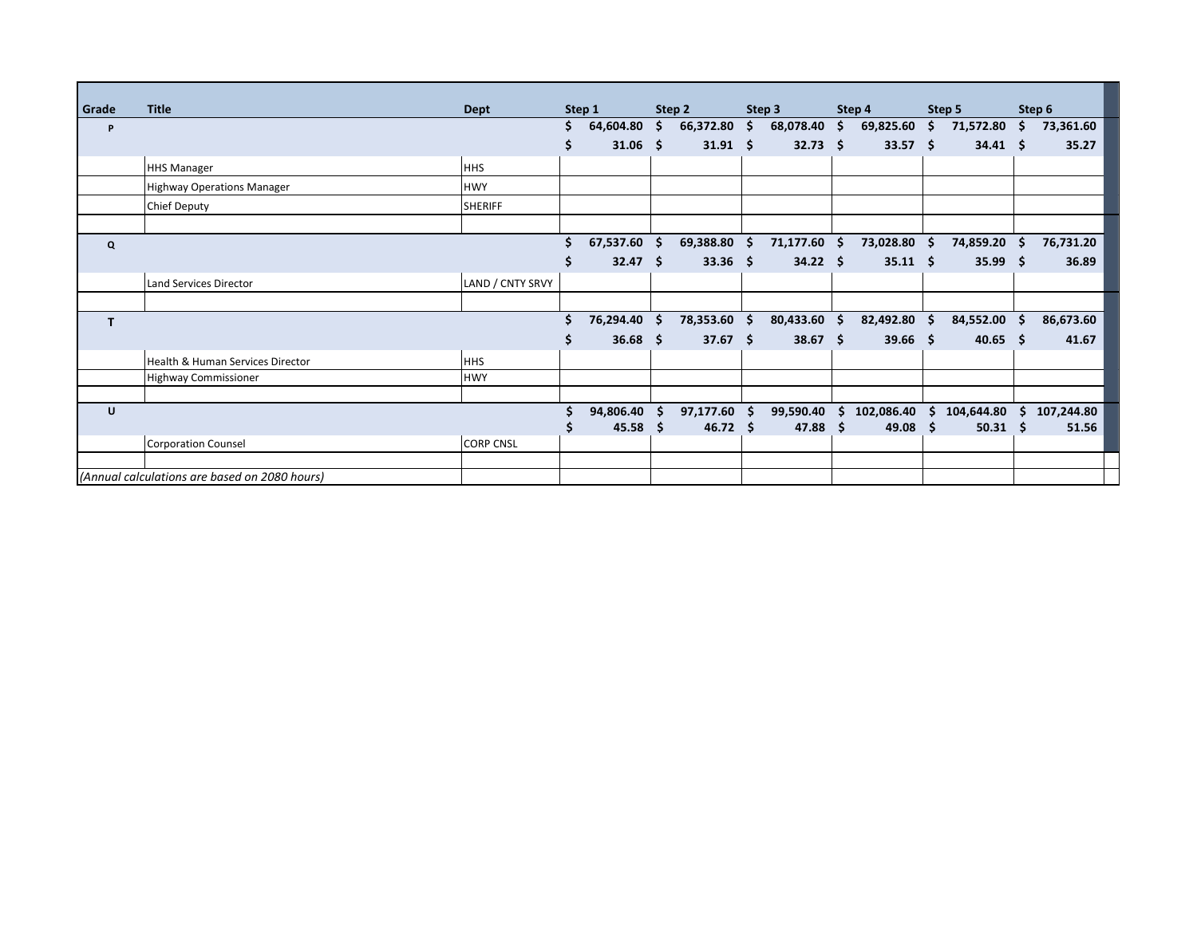| Grade | Title | Dept | Step 1 | Step 2 | Step 3 | Step 4 | Step 5 | Step 6 |
|---|---|---|---|---|---|---|---|---|
| P | | | **$ 64,604.80** | **$ 66,372.80** | **$ 68,078.40** | **$ 69,825.60** | **$ 71,572.80** | **$ 73,361.60** |
| | | | **$ 31.06** | **$ 31.91** | **$ 32.73** | **$ 33.57** | **$ 34.41** | **$ 35.27** |
| | HHS Manager | HHS | | | | | | |
| | Highway Operations Manager | HWY | | | | | | |
| | Chief Deputy | SHERIFF | | | | | | |
| | | | | | | | | |
| Q | | | **$ 67,537.60** | **$ 69,388.80** | **$ 71,177.60** | **$ 73,028.80** | **$ 74,859.20** | **$ 76,731.20** |
| | | | **$ 32.47** | **$ 33.36** | **$ 34.22** | **$ 35.11** | **$ 35.99** | **$ 36.89** |
| | Land Services Director | LAND / CNTY SRVY | | | | | | |
| | | | | | | | | |
| T | | | **$ 76,294.40** | **$ 78,353.60** | **$ 80,433.60** | **$ 82,492.80** | **$ 84,552.00** | **$ 86,673.60** |
| | | | **$ 36.68** | **$ 37.67** | **$ 38.67** | **$ 39.66** | **$ 40.65** | **$ 41.67** |
| | Health & Human Services Director | HHS | | | | | | |
| | Highway Commissioner | HWY | | | | | | |
| | | | | | | | | |
| U | | | **$ 94,806.40** | **$ 97,177.60** | **$ 99,590.40** | **$ 102,086.40** | **$ 104,644.80** | **$ 107,244.80** |
| | | | **$ 45.58** | **$ 46.72** | **$ 47.88** | **$ 49.08** | **$ 50.31** | **$ 51.56** |
| | Corporation Counsel | CORP CNSL | | | | | | |

*(Annual calculations are based on 2080 hours)*